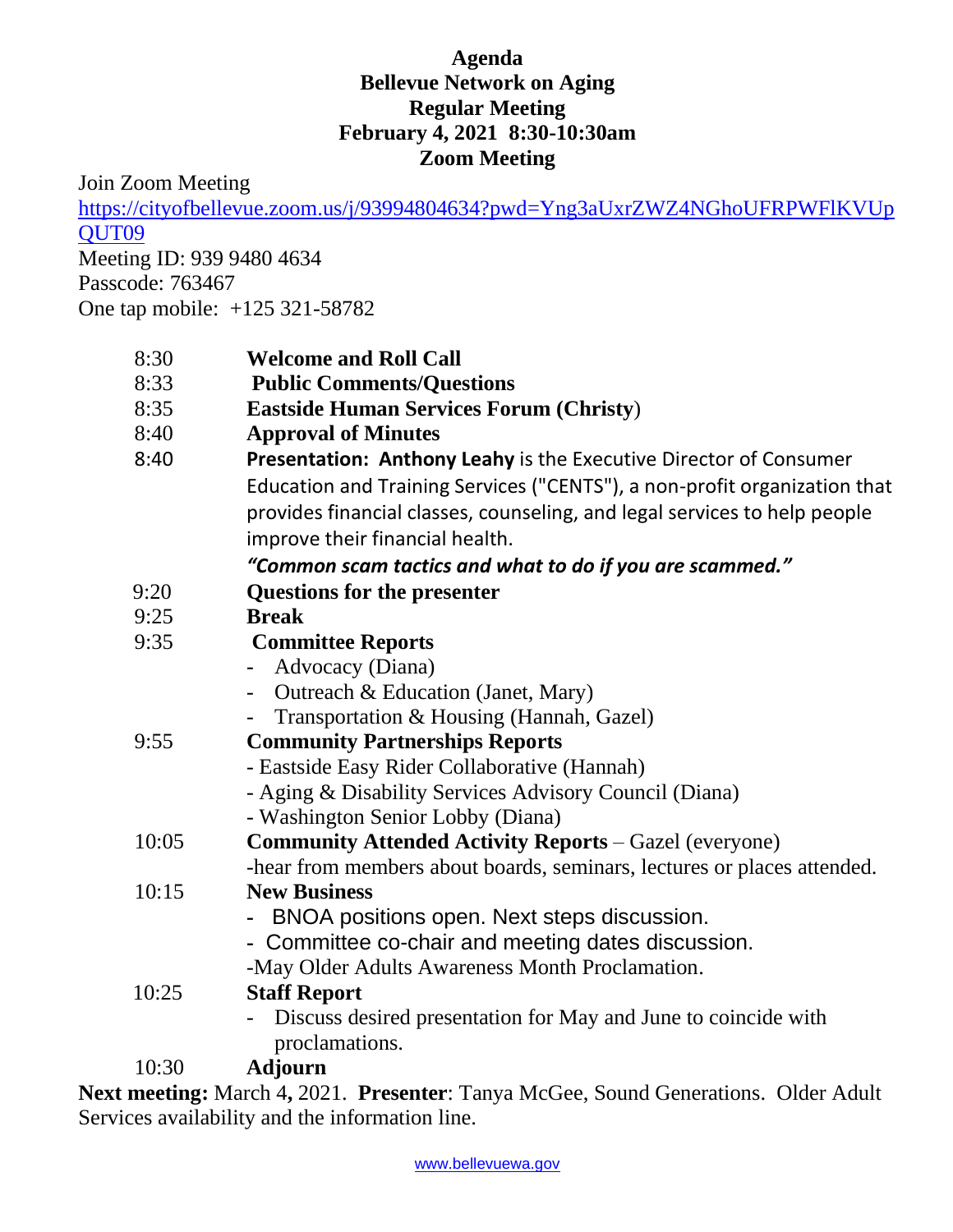# Agenda
## Bellevue Network on Aging
## Regular Meeting
## February 4, 2021 8:30-10:30am
## Zoom Meeting

Join Zoom Meeting
https://cityofbellevue.zoom.us/j/93994804634?pwd=Yng3aUxrZWZ4NGhoUFRPWFlKVUpQUT09
Meeting ID: 939 9480 4634
Passcode: 763467
One tap mobile: +125 321-58782

| | |
|---|---|
| 8:30 | **Welcome and Roll Call** |
| 8:33 | **Public Comments/Questions** |
| 8:35 | **Eastside Human Services Forum (Christy)** |
| 8:40 | **Approval of Minutes** |
| 8:40 | **Presentation: Anthony Leahy** is the Executive Director of Consumer Education and Training Services ("CENTS"), a non-profit organization that provides financial classes, counseling, and legal services to help people improve their financial health. ***"Common scam tactics and what to do if you are scammed."*** |
| 9:20 | **Questions for the presenter** |
| 9:25 | **Break** |
| 9:35 | **Committee Reports**<br>- Advocacy (Diana)<br>- Outreach & Education (Janet, Mary)<br>- Transportation & Housing (Hannah, Gazel) |
| 9:55 | **Community Partnerships Reports**<br>- Eastside Easy Rider Collaborative (Hannah)<br>- Aging & Disability Services Advisory Council (Diana)<br>- Washington Senior Lobby (Diana) |
| 10:05 | **Community Attended Activity Reports** – Gazel (everyone)<br>-hear from members about boards, seminars, lectures or places attended. |
| 10:15 | **New Business**<br>- BNOA positions open. Next steps discussion.<br>- Committee co-chair and meeting dates discussion.<br>-May Older Adults Awareness Month Proclamation. |
| 10:25 | **Staff Report**<br>- Discuss desired presentation for May and June to coincide with proclamations. |
| 10:30 | **Adjourn** |

**Next meeting:** March 4**,** 2021. **Presenter**: Tanya McGee, Sound Generations. Older Adult Services availability and the information line.

www.bellevuewa.gov